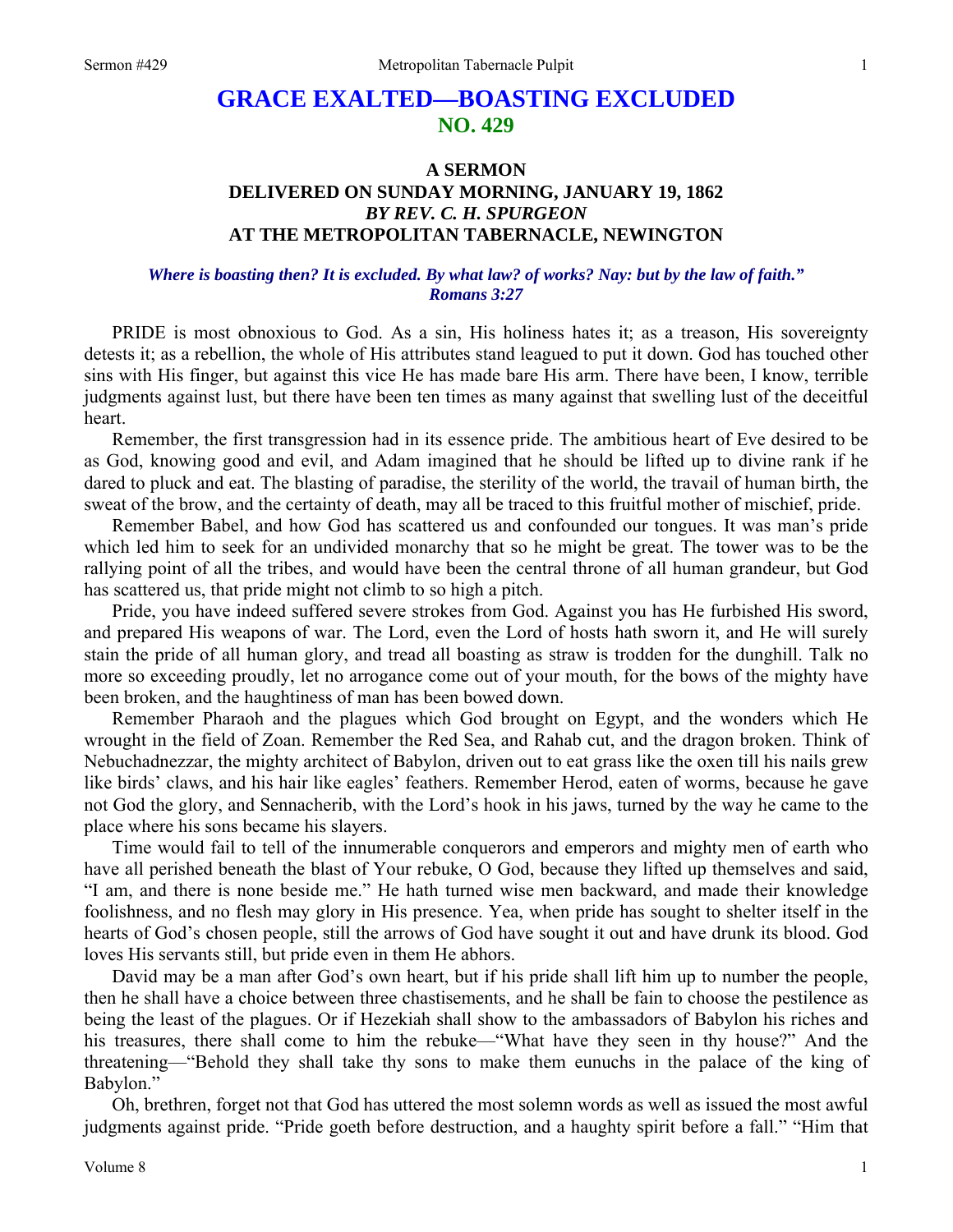# GRACE EXALTED—BOASTING EXCLUDED
## NO. 429

### A SERMON
### DELIVERED ON SUNDAY MORNING, JANUARY 19, 1862
### *BY REV. C. H. SPURGEON*
### AT THE METROPOLITAN TABERNACLE, NEWINGTON

***Where is boasting then? It is excluded. By what law? of works? Nay: but by the law of faith." Romans 3:27***

PRIDE is most obnoxious to God. As a sin, His holiness hates it; as a treason, His sovereignty detests it; as a rebellion, the whole of His attributes stand leagued to put it down. God has touched other sins with His finger, but against this vice He has made bare His arm. There have been, I know, terrible judgments against lust, but there have been ten times as many against that swelling lust of the deceitful heart.

Remember, the first transgression had in its essence pride. The ambitious heart of Eve desired to be as God, knowing good and evil, and Adam imagined that he should be lifted up to divine rank if he dared to pluck and eat. The blasting of paradise, the sterility of the world, the travail of human birth, the sweat of the brow, and the certainty of death, may all be traced to this fruitful mother of mischief, pride.

Remember Babel, and how God has scattered us and confounded our tongues. It was man's pride which led him to seek for an undivided monarchy that so he might be great. The tower was to be the rallying point of all the tribes, and would have been the central throne of all human grandeur, but God has scattered us, that pride might not climb to so high a pitch.

Pride, you have indeed suffered severe strokes from God. Against you has He furbished His sword, and prepared His weapons of war. The Lord, even the Lord of hosts hath sworn it, and He will surely stain the pride of all human glory, and tread all boasting as straw is trodden for the dunghill. Talk no more so exceeding proudly, let no arrogance come out of your mouth, for the bows of the mighty have been broken, and the haughtiness of man has been bowed down.

Remember Pharaoh and the plagues which God brought on Egypt, and the wonders which He wrought in the field of Zoan. Remember the Red Sea, and Rahab cut, and the dragon broken. Think of Nebuchadnezzar, the mighty architect of Babylon, driven out to eat grass like the oxen till his nails grew like birds' claws, and his hair like eagles' feathers. Remember Herod, eaten of worms, because he gave not God the glory, and Sennacherib, with the Lord's hook in his jaws, turned by the way he came to the place where his sons became his slayers.

Time would fail to tell of the innumerable conquerors and emperors and mighty men of earth who have all perished beneath the blast of Your rebuke, O God, because they lifted up themselves and said, "I am, and there is none beside me." He hath turned wise men backward, and made their knowledge foolishness, and no flesh may glory in His presence. Yea, when pride has sought to shelter itself in the hearts of God's chosen people, still the arrows of God have sought it out and have drunk its blood. God loves His servants still, but pride even in them He abhors.

David may be a man after God's own heart, but if his pride shall lift him up to number the people, then he shall have a choice between three chastisements, and he shall be fain to choose the pestilence as being the least of the plagues. Or if Hezekiah shall show to the ambassadors of Babylon his riches and his treasures, there shall come to him the rebuke—"What have they seen in thy house?" And the threatening—"Behold they shall take thy sons to make them eunuchs in the palace of the king of Babylon."

Oh, brethren, forget not that God has uttered the most solemn words as well as issued the most awful judgments against pride. "Pride goeth before destruction, and a haughty spirit before a fall." "Him that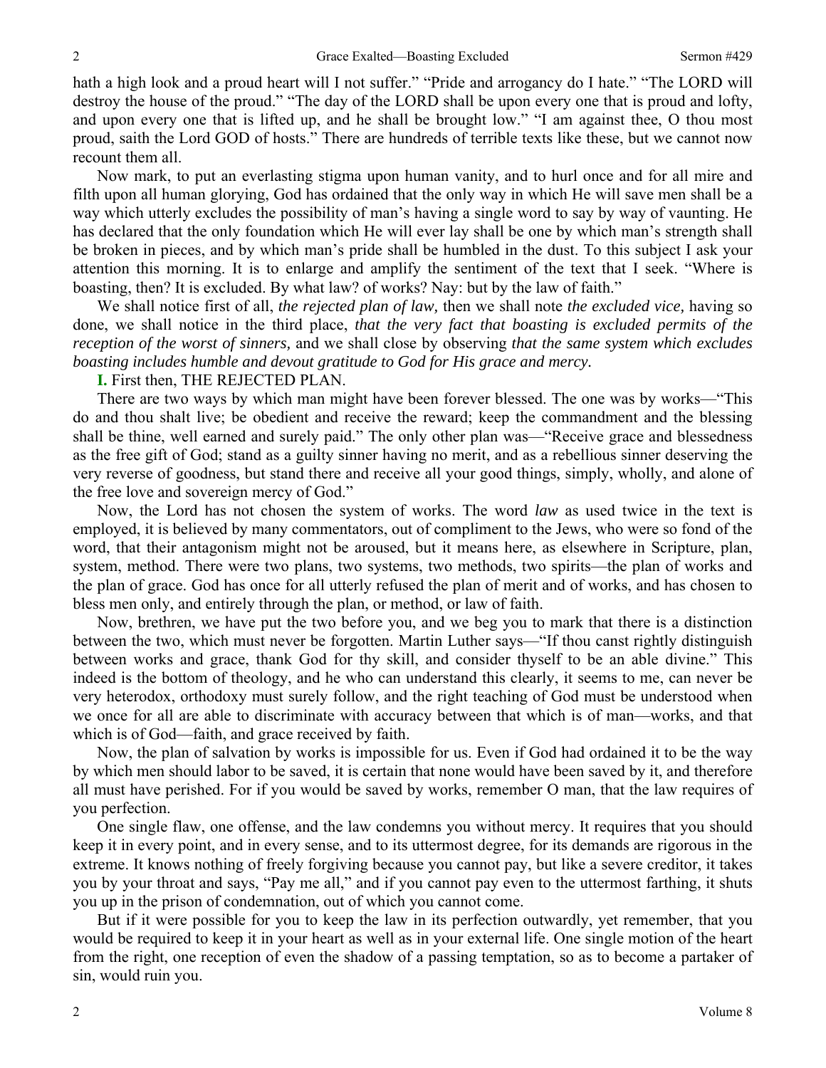hath a high look and a proud heart will I not suffer." "Pride and arrogancy do I hate." "The LORD will destroy the house of the proud." "The day of the LORD shall be upon every one that is proud and lofty, and upon every one that is lifted up, and he shall be brought low." "I am against thee, O thou most proud, saith the Lord GOD of hosts." There are hundreds of terrible texts like these, but we cannot now recount them all.

Now mark, to put an everlasting stigma upon human vanity, and to hurl once and for all mire and filth upon all human glorying, God has ordained that the only way in which He will save men shall be a way which utterly excludes the possibility of man's having a single word to say by way of vaunting. He has declared that the only foundation which He will ever lay shall be one by which man's strength shall be broken in pieces, and by which man's pride shall be humbled in the dust. To this subject I ask your attention this morning. It is to enlarge and amplify the sentiment of the text that I seek. "Where is boasting, then? It is excluded. By what law? of works? Nay: but by the law of faith."

We shall notice first of all, *the rejected plan of law,* then we shall note *the excluded vice,* having so done, we shall notice in the third place, *that the very fact that boasting is excluded permits of the reception of the worst of sinners,* and we shall close by observing *that the same system which excludes boasting includes humble and devout gratitude to God for His grace and mercy.*

**I.** First then, THE REJECTED PLAN.

There are two ways by which man might have been forever blessed. The one was by works—"This do and thou shalt live; be obedient and receive the reward; keep the commandment and the blessing shall be thine, well earned and surely paid." The only other plan was—"Receive grace and blessedness as the free gift of God; stand as a guilty sinner having no merit, and as a rebellious sinner deserving the very reverse of goodness, but stand there and receive all your good things, simply, wholly, and alone of the free love and sovereign mercy of God."

Now, the Lord has not chosen the system of works. The word *law* as used twice in the text is employed, it is believed by many commentators, out of compliment to the Jews, who were so fond of the word, that their antagonism might not be aroused, but it means here, as elsewhere in Scripture, plan, system, method. There were two plans, two systems, two methods, two spirits—the plan of works and the plan of grace. God has once for all utterly refused the plan of merit and of works, and has chosen to bless men only, and entirely through the plan, or method, or law of faith.

Now, brethren, we have put the two before you, and we beg you to mark that there is a distinction between the two, which must never be forgotten. Martin Luther says—"If thou canst rightly distinguish between works and grace, thank God for thy skill, and consider thyself to be an able divine." This indeed is the bottom of theology, and he who can understand this clearly, it seems to me, can never be very heterodox, orthodoxy must surely follow, and the right teaching of God must be understood when we once for all are able to discriminate with accuracy between that which is of man—works, and that which is of God—faith, and grace received by faith.

Now, the plan of salvation by works is impossible for us. Even if God had ordained it to be the way by which men should labor to be saved, it is certain that none would have been saved by it, and therefore all must have perished. For if you would be saved by works, remember O man, that the law requires of you perfection.

One single flaw, one offense, and the law condemns you without mercy. It requires that you should keep it in every point, and in every sense, and to its uttermost degree, for its demands are rigorous in the extreme. It knows nothing of freely forgiving because you cannot pay, but like a severe creditor, it takes you by your throat and says, "Pay me all," and if you cannot pay even to the uttermost farthing, it shuts you up in the prison of condemnation, out of which you cannot come.

But if it were possible for you to keep the law in its perfection outwardly, yet remember, that you would be required to keep it in your heart as well as in your external life. One single motion of the heart from the right, one reception of even the shadow of a passing temptation, so as to become a partaker of sin, would ruin you.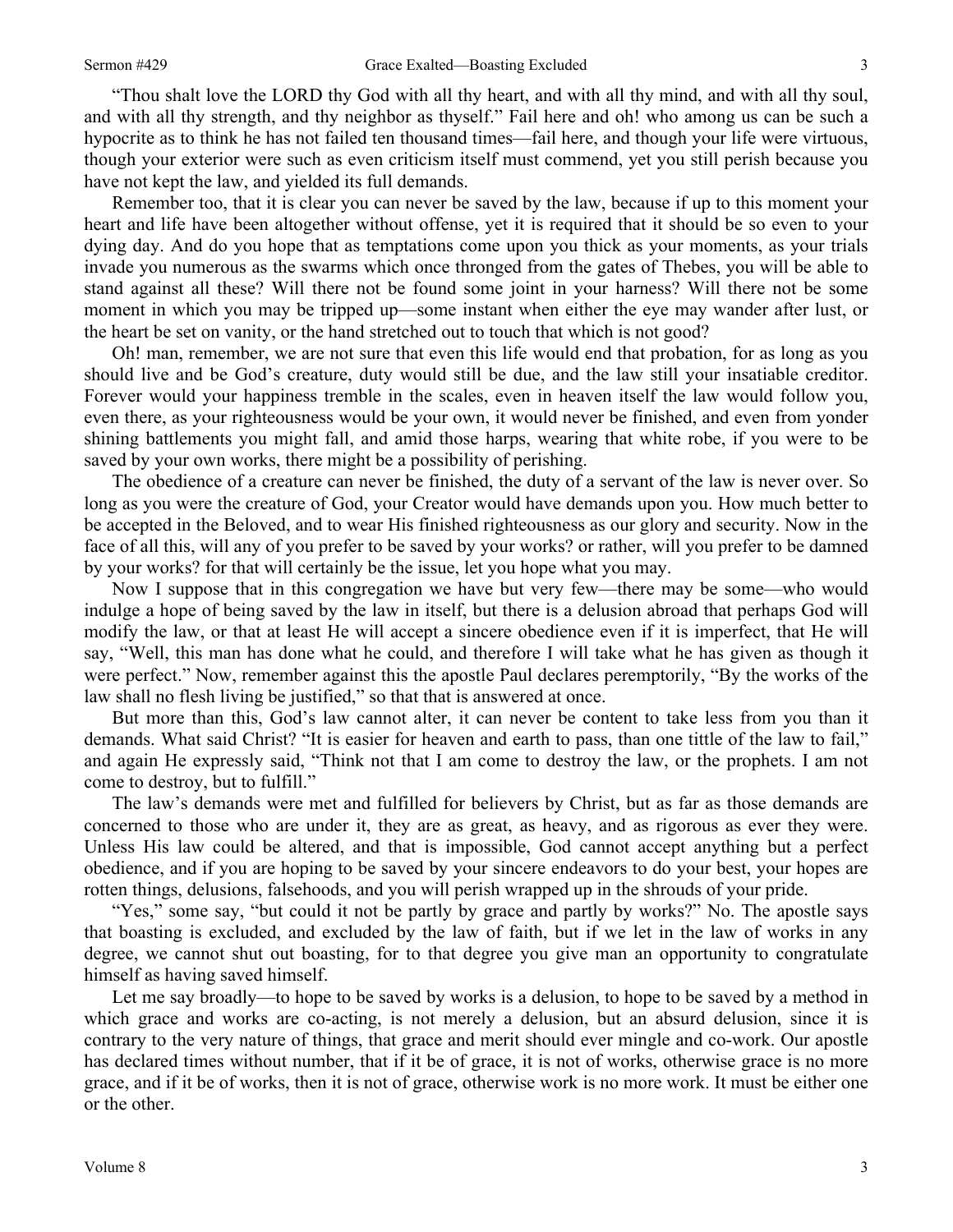"Thou shalt love the LORD thy God with all thy heart, and with all thy mind, and with all thy soul, and with all thy strength, and thy neighbor as thyself." Fail here and oh! who among us can be such a hypocrite as to think he has not failed ten thousand times—fail here, and though your life were virtuous, though your exterior were such as even criticism itself must commend, yet you still perish because you have not kept the law, and yielded its full demands.

Remember too, that it is clear you can never be saved by the law, because if up to this moment your heart and life have been altogether without offense, yet it is required that it should be so even to your dying day. And do you hope that as temptations come upon you thick as your moments, as your trials invade you numerous as the swarms which once thronged from the gates of Thebes, you will be able to stand against all these? Will there not be found some joint in your harness? Will there not be some moment in which you may be tripped up—some instant when either the eye may wander after lust, or the heart be set on vanity, or the hand stretched out to touch that which is not good?

Oh! man, remember, we are not sure that even this life would end that probation, for as long as you should live and be God's creature, duty would still be due, and the law still your insatiable creditor. Forever would your happiness tremble in the scales, even in heaven itself the law would follow you, even there, as your righteousness would be your own, it would never be finished, and even from yonder shining battlements you might fall, and amid those harps, wearing that white robe, if you were to be saved by your own works, there might be a possibility of perishing.

The obedience of a creature can never be finished, the duty of a servant of the law is never over. So long as you were the creature of God, your Creator would have demands upon you. How much better to be accepted in the Beloved, and to wear His finished righteousness as our glory and security. Now in the face of all this, will any of you prefer to be saved by your works? or rather, will you prefer to be damned by your works? for that will certainly be the issue, let you hope what you may.

Now I suppose that in this congregation we have but very few—there may be some—who would indulge a hope of being saved by the law in itself, but there is a delusion abroad that perhaps God will modify the law, or that at least He will accept a sincere obedience even if it is imperfect, that He will say, "Well, this man has done what he could, and therefore I will take what he has given as though it were perfect." Now, remember against this the apostle Paul declares peremptorily, "By the works of the law shall no flesh living be justified," so that that is answered at once.

But more than this, God's law cannot alter, it can never be content to take less from you than it demands. What said Christ? "It is easier for heaven and earth to pass, than one tittle of the law to fail," and again He expressly said, "Think not that I am come to destroy the law, or the prophets. I am not come to destroy, but to fulfill."

The law's demands were met and fulfilled for believers by Christ, but as far as those demands are concerned to those who are under it, they are as great, as heavy, and as rigorous as ever they were. Unless His law could be altered, and that is impossible, God cannot accept anything but a perfect obedience, and if you are hoping to be saved by your sincere endeavors to do your best, your hopes are rotten things, delusions, falsehoods, and you will perish wrapped up in the shrouds of your pride.

"Yes," some say, "but could it not be partly by grace and partly by works?" No. The apostle says that boasting is excluded, and excluded by the law of faith, but if we let in the law of works in any degree, we cannot shut out boasting, for to that degree you give man an opportunity to congratulate himself as having saved himself.

Let me say broadly—to hope to be saved by works is a delusion, to hope to be saved by a method in which grace and works are co-acting, is not merely a delusion, but an absurd delusion, since it is contrary to the very nature of things, that grace and merit should ever mingle and co-work. Our apostle has declared times without number, that if it be of grace, it is not of works, otherwise grace is no more grace, and if it be of works, then it is not of grace, otherwise work is no more work. It must be either one or the other.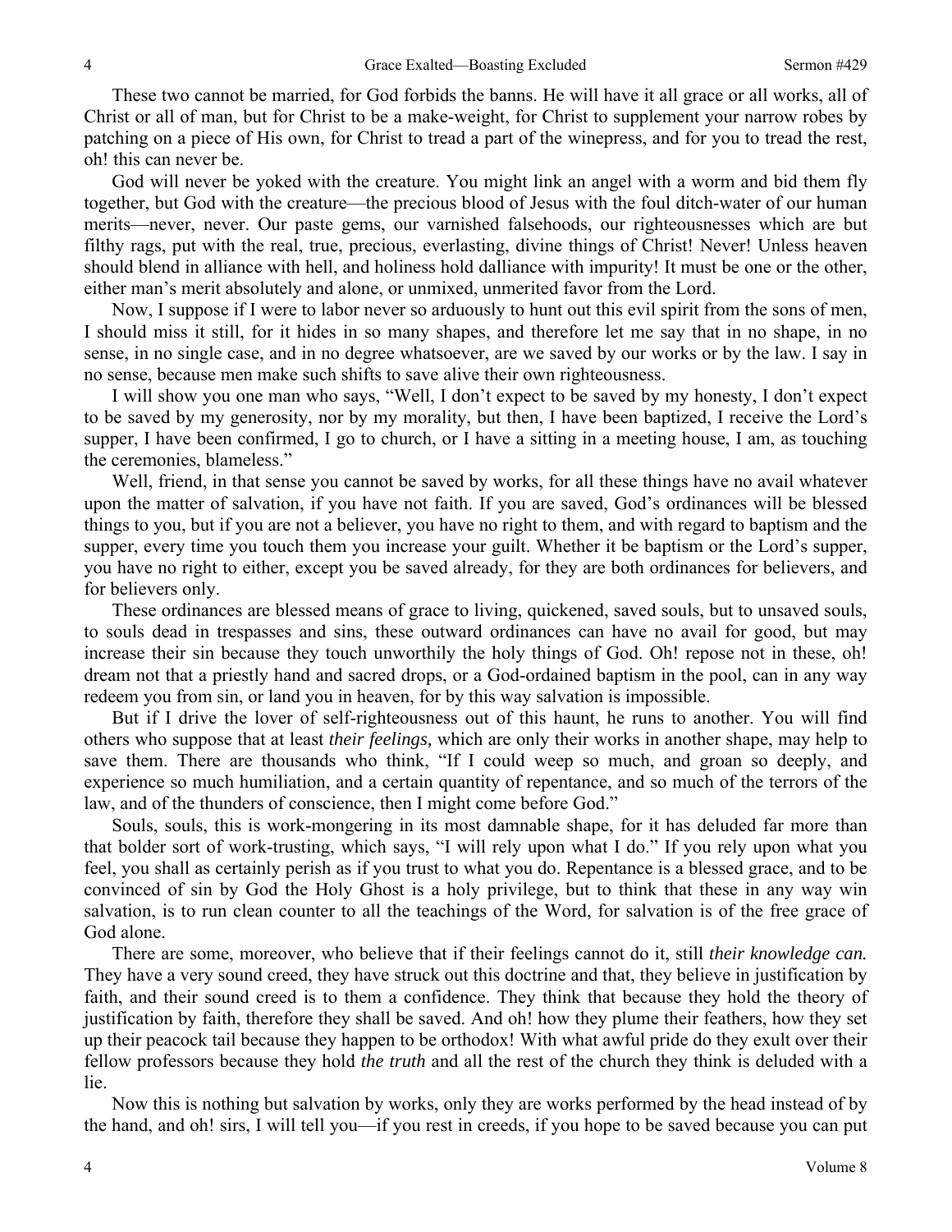These two cannot be married, for God forbids the banns. He will have it all grace or all works, all of Christ or all of man, but for Christ to be a make-weight, for Christ to supplement your narrow robes by patching on a piece of His own, for Christ to tread a part of the winepress, and for you to tread the rest, oh! this can never be.

God will never be yoked with the creature. You might link an angel with a worm and bid them fly together, but God with the creature—the precious blood of Jesus with the foul ditch-water of our human merits—never, never. Our paste gems, our varnished falsehoods, our righteousnesses which are but filthy rags, put with the real, true, precious, everlasting, divine things of Christ! Never! Unless heaven should blend in alliance with hell, and holiness hold dalliance with impurity! It must be one or the other, either man's merit absolutely and alone, or unmixed, unmerited favor from the Lord.

Now, I suppose if I were to labor never so arduously to hunt out this evil spirit from the sons of men, I should miss it still, for it hides in so many shapes, and therefore let me say that in no shape, in no sense, in no single case, and in no degree whatsoever, are we saved by our works or by the law. I say in no sense, because men make such shifts to save alive their own righteousness.

I will show you one man who says, "Well, I don't expect to be saved by my honesty, I don't expect to be saved by my generosity, nor by my morality, but then, I have been baptized, I receive the Lord's supper, I have been confirmed, I go to church, or I have a sitting in a meeting house, I am, as touching the ceremonies, blameless."

Well, friend, in that sense you cannot be saved by works, for all these things have no avail whatever upon the matter of salvation, if you have not faith. If you are saved, God's ordinances will be blessed things to you, but if you are not a believer, you have no right to them, and with regard to baptism and the supper, every time you touch them you increase your guilt. Whether it be baptism or the Lord's supper, you have no right to either, except you be saved already, for they are both ordinances for believers, and for believers only.

These ordinances are blessed means of grace to living, quickened, saved souls, but to unsaved souls, to souls dead in trespasses and sins, these outward ordinances can have no avail for good, but may increase their sin because they touch unworthily the holy things of God. Oh! repose not in these, oh! dream not that a priestly hand and sacred drops, or a God-ordained baptism in the pool, can in any way redeem you from sin, or land you in heaven, for by this way salvation is impossible.

But if I drive the lover of self-righteousness out of this haunt, he runs to another. You will find others who suppose that at least *their feelings,* which are only their works in another shape, may help to save them. There are thousands who think, "If I could weep so much, and groan so deeply, and experience so much humiliation, and a certain quantity of repentance, and so much of the terrors of the law, and of the thunders of conscience, then I might come before God."

Souls, souls, this is work-mongering in its most damnable shape, for it has deluded far more than that bolder sort of work-trusting, which says, "I will rely upon what I do." If you rely upon what you feel, you shall as certainly perish as if you trust to what you do. Repentance is a blessed grace, and to be convinced of sin by God the Holy Ghost is a holy privilege, but to think that these in any way win salvation, is to run clean counter to all the teachings of the Word, for salvation is of the free grace of God alone.

There are some, moreover, who believe that if their feelings cannot do it, still *their knowledge can.* They have a very sound creed, they have struck out this doctrine and that, they believe in justification by faith, and their sound creed is to them a confidence. They think that because they hold the theory of justification by faith, therefore they shall be saved. And oh! how they plume their feathers, how they set up their peacock tail because they happen to be orthodox! With what awful pride do they exult over their fellow professors because they hold *the truth* and all the rest of the church they think is deluded with a lie.

Now this is nothing but salvation by works, only they are works performed by the head instead of by the hand, and oh! sirs, I will tell you—if you rest in creeds, if you hope to be saved because you can put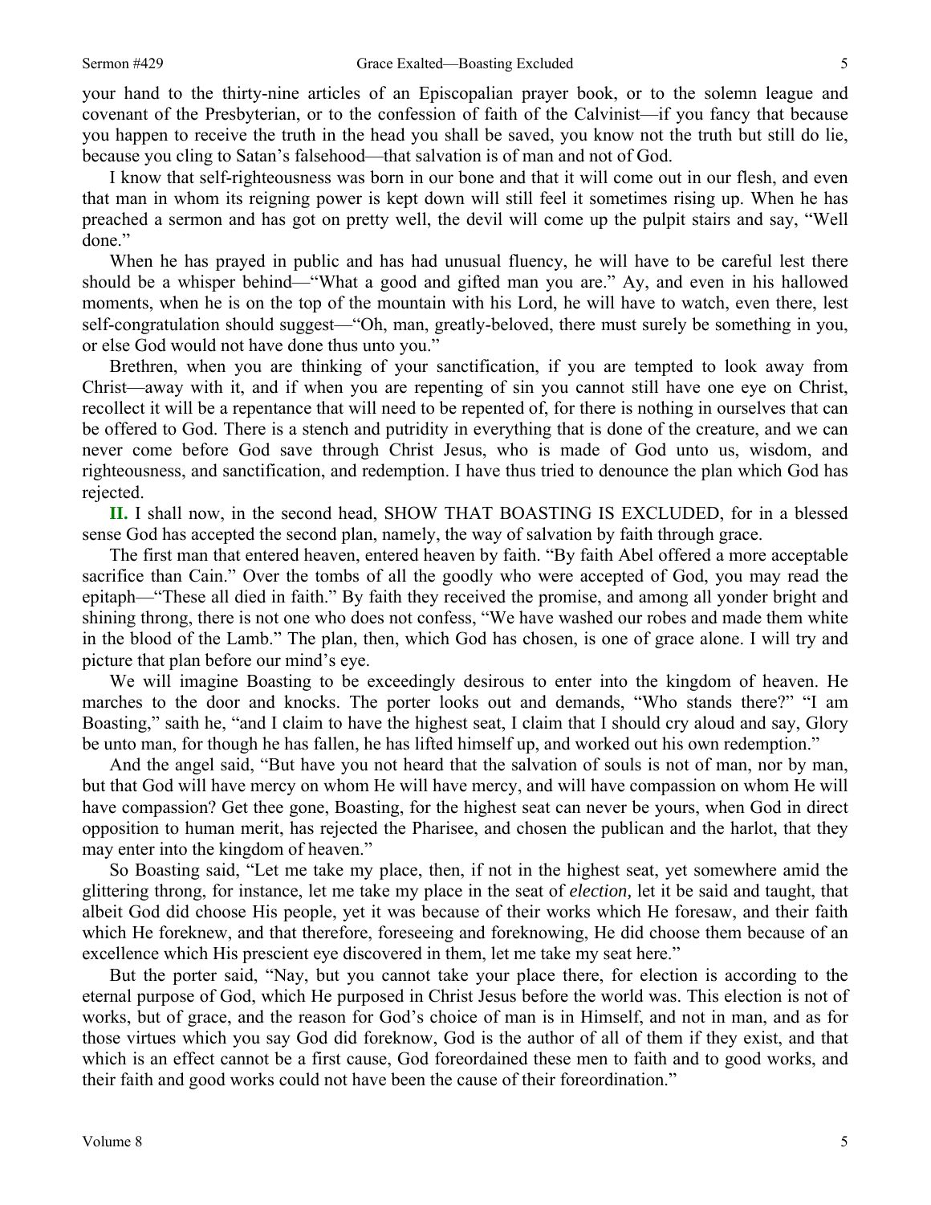your hand to the thirty-nine articles of an Episcopalian prayer book, or to the solemn league and covenant of the Presbyterian, or to the confession of faith of the Calvinist—if you fancy that because you happen to receive the truth in the head you shall be saved, you know not the truth but still do lie, because you cling to Satan's falsehood—that salvation is of man and not of God.

I know that self-righteousness was born in our bone and that it will come out in our flesh, and even that man in whom its reigning power is kept down will still feel it sometimes rising up. When he has preached a sermon and has got on pretty well, the devil will come up the pulpit stairs and say, "Well done."

When he has prayed in public and has had unusual fluency, he will have to be careful lest there should be a whisper behind—"What a good and gifted man you are." Ay, and even in his hallowed moments, when he is on the top of the mountain with his Lord, he will have to watch, even there, lest self-congratulation should suggest—"Oh, man, greatly-beloved, there must surely be something in you, or else God would not have done thus unto you."

Brethren, when you are thinking of your sanctification, if you are tempted to look away from Christ—away with it, and if when you are repenting of sin you cannot still have one eye on Christ, recollect it will be a repentance that will need to be repented of, for there is nothing in ourselves that can be offered to God. There is a stench and putridity in everything that is done of the creature, and we can never come before God save through Christ Jesus, who is made of God unto us, wisdom, and righteousness, and sanctification, and redemption. I have thus tried to denounce the plan which God has rejected.

**II.** I shall now, in the second head, SHOW THAT BOASTING IS EXCLUDED, for in a blessed sense God has accepted the second plan, namely, the way of salvation by faith through grace.

The first man that entered heaven, entered heaven by faith. "By faith Abel offered a more acceptable sacrifice than Cain." Over the tombs of all the goodly who were accepted of God, you may read the epitaph—"These all died in faith." By faith they received the promise, and among all yonder bright and shining throng, there is not one who does not confess, "We have washed our robes and made them white in the blood of the Lamb." The plan, then, which God has chosen, is one of grace alone. I will try and picture that plan before our mind's eye.

We will imagine Boasting to be exceedingly desirous to enter into the kingdom of heaven. He marches to the door and knocks. The porter looks out and demands, "Who stands there?" "I am Boasting," saith he, "and I claim to have the highest seat, I claim that I should cry aloud and say, Glory be unto man, for though he has fallen, he has lifted himself up, and worked out his own redemption."

And the angel said, "But have you not heard that the salvation of souls is not of man, nor by man, but that God will have mercy on whom He will have mercy, and will have compassion on whom He will have compassion? Get thee gone, Boasting, for the highest seat can never be yours, when God in direct opposition to human merit, has rejected the Pharisee, and chosen the publican and the harlot, that they may enter into the kingdom of heaven."

So Boasting said, "Let me take my place, then, if not in the highest seat, yet somewhere amid the glittering throng, for instance, let me take my place in the seat of *election,* let it be said and taught, that albeit God did choose His people, yet it was because of their works which He foresaw, and their faith which He foreknew, and that therefore, foreseeing and foreknowing, He did choose them because of an excellence which His prescient eye discovered in them, let me take my seat here."

But the porter said, "Nay, but you cannot take your place there, for election is according to the eternal purpose of God, which He purposed in Christ Jesus before the world was. This election is not of works, but of grace, and the reason for God's choice of man is in Himself, and not in man, and as for those virtues which you say God did foreknow, God is the author of all of them if they exist, and that which is an effect cannot be a first cause, God foreordained these men to faith and to good works, and their faith and good works could not have been the cause of their foreordination."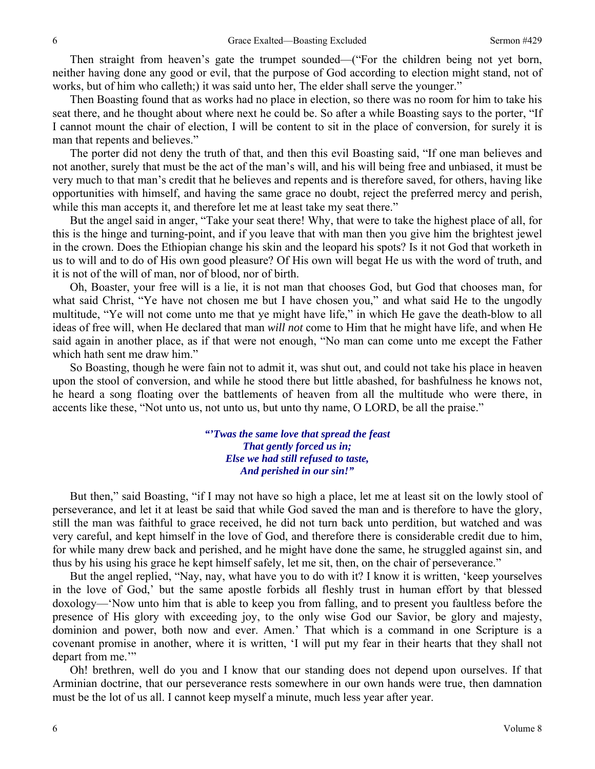Then straight from heaven's gate the trumpet sounded—("For the children being not yet born, neither having done any good or evil, that the purpose of God according to election might stand, not of works, but of him who calleth;) it was said unto her, The elder shall serve the younger."

Then Boasting found that as works had no place in election, so there was no room for him to take his seat there, and he thought about where next he could be. So after a while Boasting says to the porter, "If I cannot mount the chair of election, I will be content to sit in the place of conversion, for surely it is man that repents and believes."

The porter did not deny the truth of that, and then this evil Boasting said, "If one man believes and not another, surely that must be the act of the man's will, and his will being free and unbiased, it must be very much to that man's credit that he believes and repents and is therefore saved, for others, having like opportunities with himself, and having the same grace no doubt, reject the preferred mercy and perish, while this man accepts it, and therefore let me at least take my seat there."

But the angel said in anger, "Take your seat there! Why, that were to take the highest place of all, for this is the hinge and turning-point, and if you leave that with man then you give him the brightest jewel in the crown. Does the Ethiopian change his skin and the leopard his spots? Is it not God that worketh in us to will and to do of His own good pleasure? Of His own will begat He us with the word of truth, and it is not of the will of man, nor of blood, nor of birth.

Oh, Boaster, your free will is a lie, it is not man that chooses God, but God that chooses man, for what said Christ, "Ye have not chosen me but I have chosen you," and what said He to the ungodly multitude, "Ye will not come unto me that ye might have life," in which He gave the death-blow to all ideas of free will, when He declared that man *will not* come to Him that he might have life, and when He said again in another place, as if that were not enough, "No man can come unto me except the Father which hath sent me draw him."

So Boasting, though he were fain not to admit it, was shut out, and could not take his place in heaven upon the stool of conversion, and while he stood there but little abashed, for bashfulness he knows not, he heard a song floating over the battlements of heaven from all the multitude who were there, in accents like these, "Not unto us, not unto us, but unto thy name, O LORD, be all the praise."

> ***"'Twas the same love that spread the feast***
> ***That gently forced us in;***
> ***Else we had still refused to taste,***
> ***And perished in our sin!"***

But then," said Boasting, "if I may not have so high a place, let me at least sit on the lowly stool of perseverance, and let it at least be said that while God saved the man and is therefore to have the glory, still the man was faithful to grace received, he did not turn back unto perdition, but watched and was very careful, and kept himself in the love of God, and therefore there is considerable credit due to him, for while many drew back and perished, and he might have done the same, he struggled against sin, and thus by his using his grace he kept himself safely, let me sit, then, on the chair of perseverance."

But the angel replied, "Nay, nay, what have you to do with it? I know it is written, 'keep yourselves in the love of God,' but the same apostle forbids all fleshly trust in human effort by that blessed doxology—'Now unto him that is able to keep you from falling, and to present you faultless before the presence of His glory with exceeding joy, to the only wise God our Savior, be glory and majesty, dominion and power, both now and ever. Amen.' That which is a command in one Scripture is a covenant promise in another, where it is written, 'I will put my fear in their hearts that they shall not depart from me.'"

Oh! brethren, well do you and I know that our standing does not depend upon ourselves. If that Arminian doctrine, that our perseverance rests somewhere in our own hands were true, then damnation must be the lot of us all. I cannot keep myself a minute, much less year after year.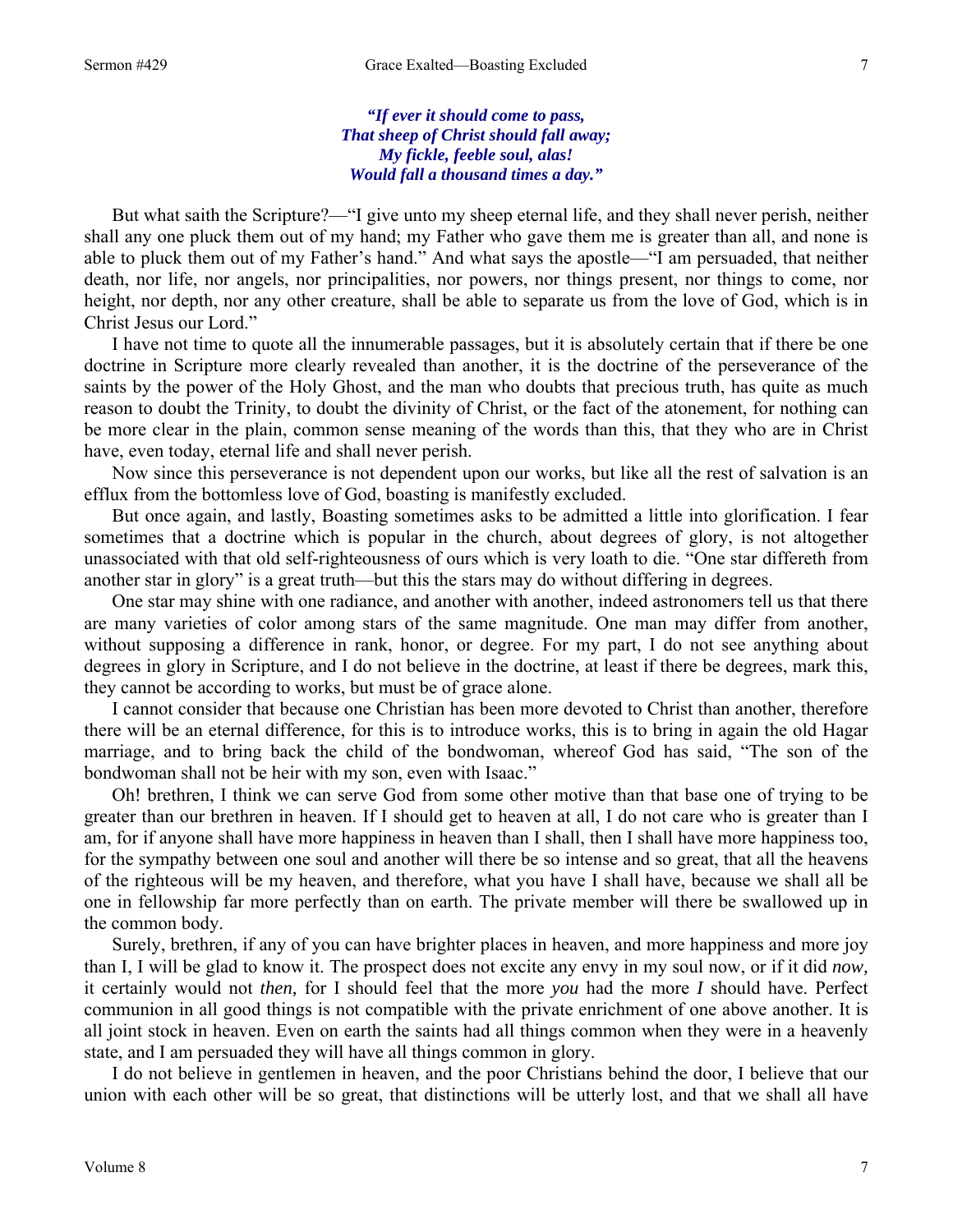***"If ever it should come to pass,***
***That sheep of Christ should fall away;***
***My fickle, feeble soul, alas!***
***Would fall a thousand times a day."***

But what saith the Scripture?—"I give unto my sheep eternal life, and they shall never perish, neither shall any one pluck them out of my hand; my Father who gave them me is greater than all, and none is able to pluck them out of my Father's hand." And what says the apostle—"I am persuaded, that neither death, nor life, nor angels, nor principalities, nor powers, nor things present, nor things to come, nor height, nor depth, nor any other creature, shall be able to separate us from the love of God, which is in Christ Jesus our Lord."

I have not time to quote all the innumerable passages, but it is absolutely certain that if there be one doctrine in Scripture more clearly revealed than another, it is the doctrine of the perseverance of the saints by the power of the Holy Ghost, and the man who doubts that precious truth, has quite as much reason to doubt the Trinity, to doubt the divinity of Christ, or the fact of the atonement, for nothing can be more clear in the plain, common sense meaning of the words than this, that they who are in Christ have, even today, eternal life and shall never perish.

Now since this perseverance is not dependent upon our works, but like all the rest of salvation is an efflux from the bottomless love of God, boasting is manifestly excluded.

But once again, and lastly, Boasting sometimes asks to be admitted a little into glorification. I fear sometimes that a doctrine which is popular in the church, about degrees of glory, is not altogether unassociated with that old self-righteousness of ours which is very loath to die. "One star differeth from another star in glory" is a great truth—but this the stars may do without differing in degrees.

One star may shine with one radiance, and another with another, indeed astronomers tell us that there are many varieties of color among stars of the same magnitude. One man may differ from another, without supposing a difference in rank, honor, or degree. For my part, I do not see anything about degrees in glory in Scripture, and I do not believe in the doctrine, at least if there be degrees, mark this, they cannot be according to works, but must be of grace alone.

I cannot consider that because one Christian has been more devoted to Christ than another, therefore there will be an eternal difference, for this is to introduce works, this is to bring in again the old Hagar marriage, and to bring back the child of the bondwoman, whereof God has said, "The son of the bondwoman shall not be heir with my son, even with Isaac."

Oh! brethren, I think we can serve God from some other motive than that base one of trying to be greater than our brethren in heaven. If I should get to heaven at all, I do not care who is greater than I am, for if anyone shall have more happiness in heaven than I shall, then I shall have more happiness too, for the sympathy between one soul and another will there be so intense and so great, that all the heavens of the righteous will be my heaven, and therefore, what you have I shall have, because we shall all be one in fellowship far more perfectly than on earth. The private member will there be swallowed up in the common body.

Surely, brethren, if any of you can have brighter places in heaven, and more happiness and more joy than I, I will be glad to know it. The prospect does not excite any envy in my soul now, or if it did *now,* it certainly would not *then,* for I should feel that the more *you* had the more *I* should have. Perfect communion in all good things is not compatible with the private enrichment of one above another. It is all joint stock in heaven. Even on earth the saints had all things common when they were in a heavenly state, and I am persuaded they will have all things common in glory.

I do not believe in gentlemen in heaven, and the poor Christians behind the door, I believe that our union with each other will be so great, that distinctions will be utterly lost, and that we shall all have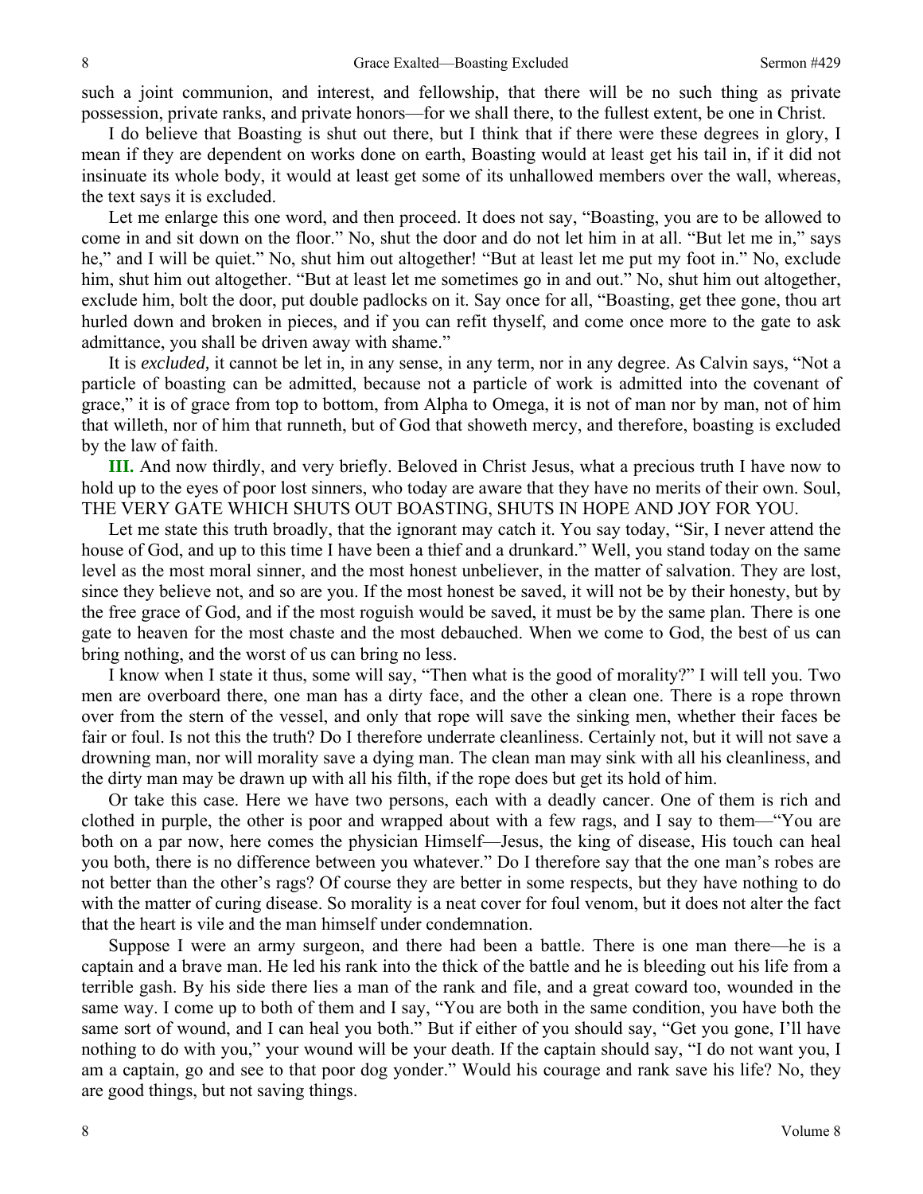such a joint communion, and interest, and fellowship, that there will be no such thing as private possession, private ranks, and private honors—for we shall there, to the fullest extent, be one in Christ.

I do believe that Boasting is shut out there, but I think that if there were these degrees in glory, I mean if they are dependent on works done on earth, Boasting would at least get his tail in, if it did not insinuate its whole body, it would at least get some of its unhallowed members over the wall, whereas, the text says it is excluded.

Let me enlarge this one word, and then proceed. It does not say, "Boasting, you are to be allowed to come in and sit down on the floor." No, shut the door and do not let him in at all. "But let me in," says he," and I will be quiet." No, shut him out altogether! "But at least let me put my foot in." No, exclude him, shut him out altogether. "But at least let me sometimes go in and out." No, shut him out altogether, exclude him, bolt the door, put double padlocks on it. Say once for all, "Boasting, get thee gone, thou art hurled down and broken in pieces, and if you can refit thyself, and come once more to the gate to ask admittance, you shall be driven away with shame."

It is *excluded,* it cannot be let in, in any sense, in any term, nor in any degree. As Calvin says, "Not a particle of boasting can be admitted, because not a particle of work is admitted into the covenant of grace," it is of grace from top to bottom, from Alpha to Omega, it is not of man nor by man, not of him that willeth, nor of him that runneth, but of God that showeth mercy, and therefore, boasting is excluded by the law of faith.

**III.** And now thirdly, and very briefly. Beloved in Christ Jesus, what a precious truth I have now to hold up to the eyes of poor lost sinners, who today are aware that they have no merits of their own. Soul, THE VERY GATE WHICH SHUTS OUT BOASTING, SHUTS IN HOPE AND JOY FOR YOU.

Let me state this truth broadly, that the ignorant may catch it. You say today, "Sir, I never attend the house of God, and up to this time I have been a thief and a drunkard." Well, you stand today on the same level as the most moral sinner, and the most honest unbeliever, in the matter of salvation. They are lost, since they believe not, and so are you. If the most honest be saved, it will not be by their honesty, but by the free grace of God, and if the most roguish would be saved, it must be by the same plan. There is one gate to heaven for the most chaste and the most debauched. When we come to God, the best of us can bring nothing, and the worst of us can bring no less.

I know when I state it thus, some will say, "Then what is the good of morality?" I will tell you. Two men are overboard there, one man has a dirty face, and the other a clean one. There is a rope thrown over from the stern of the vessel, and only that rope will save the sinking men, whether their faces be fair or foul. Is not this the truth? Do I therefore underrate cleanliness. Certainly not, but it will not save a drowning man, nor will morality save a dying man. The clean man may sink with all his cleanliness, and the dirty man may be drawn up with all his filth, if the rope does but get its hold of him.

Or take this case. Here we have two persons, each with a deadly cancer. One of them is rich and clothed in purple, the other is poor and wrapped about with a few rags, and I say to them—"You are both on a par now, here comes the physician Himself—Jesus, the king of disease, His touch can heal you both, there is no difference between you whatever." Do I therefore say that the one man's robes are not better than the other's rags? Of course they are better in some respects, but they have nothing to do with the matter of curing disease. So morality is a neat cover for foul venom, but it does not alter the fact that the heart is vile and the man himself under condemnation.

Suppose I were an army surgeon, and there had been a battle. There is one man there—he is a captain and a brave man. He led his rank into the thick of the battle and he is bleeding out his life from a terrible gash. By his side there lies a man of the rank and file, and a great coward too, wounded in the same way. I come up to both of them and I say, "You are both in the same condition, you have both the same sort of wound, and I can heal you both." But if either of you should say, "Get you gone, I'll have nothing to do with you," your wound will be your death. If the captain should say, "I do not want you, I am a captain, go and see to that poor dog yonder." Would his courage and rank save his life? No, they are good things, but not saving things.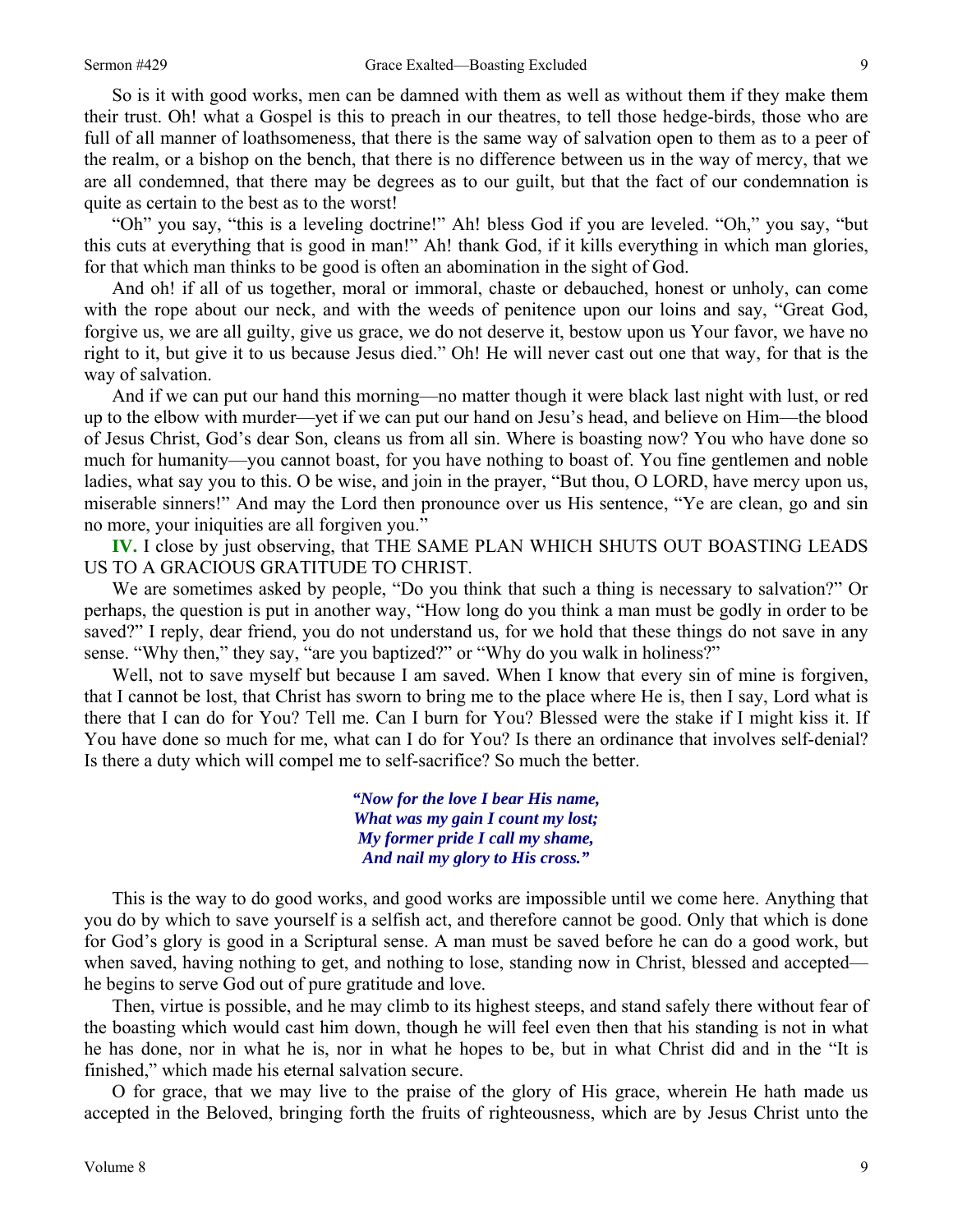So is it with good works, men can be damned with them as well as without them if they make them their trust. Oh! what a Gospel is this to preach in our theatres, to tell those hedge-birds, those who are full of all manner of loathsomeness, that there is the same way of salvation open to them as to a peer of the realm, or a bishop on the bench, that there is no difference between us in the way of mercy, that we are all condemned, that there may be degrees as to our guilt, but that the fact of our condemnation is quite as certain to the best as to the worst!

"Oh" you say, "this is a leveling doctrine!" Ah! bless God if you are leveled. "Oh," you say, "but this cuts at everything that is good in man!" Ah! thank God, if it kills everything in which man glories, for that which man thinks to be good is often an abomination in the sight of God.

And oh! if all of us together, moral or immoral, chaste or debauched, honest or unholy, can come with the rope about our neck, and with the weeds of penitence upon our loins and say, "Great God, forgive us, we are all guilty, give us grace, we do not deserve it, bestow upon us Your favor, we have no right to it, but give it to us because Jesus died." Oh! He will never cast out one that way, for that is the way of salvation.

And if we can put our hand this morning—no matter though it were black last night with lust, or red up to the elbow with murder—yet if we can put our hand on Jesu's head, and believe on Him—the blood of Jesus Christ, God's dear Son, cleans us from all sin. Where is boasting now? You who have done so much for humanity—you cannot boast, for you have nothing to boast of. You fine gentlemen and noble ladies, what say you to this. O be wise, and join in the prayer, "But thou, O LORD, have mercy upon us, miserable sinners!" And may the Lord then pronounce over us His sentence, "Ye are clean, go and sin no more, your iniquities are all forgiven you."

**IV.** I close by just observing, that THE SAME PLAN WHICH SHUTS OUT BOASTING LEADS US TO A GRACIOUS GRATITUDE TO CHRIST.

We are sometimes asked by people, "Do you think that such a thing is necessary to salvation?" Or perhaps, the question is put in another way, "How long do you think a man must be godly in order to be saved?" I reply, dear friend, you do not understand us, for we hold that these things do not save in any sense. "Why then," they say, "are you baptized?" or "Why do you walk in holiness?"

Well, not to save myself but because I am saved. When I know that every sin of mine is forgiven, that I cannot be lost, that Christ has sworn to bring me to the place where He is, then I say, Lord what is there that I can do for You? Tell me. Can I burn for You? Blessed were the stake if I might kiss it. If You have done so much for me, what can I do for You? Is there an ordinance that involves self-denial? Is there a duty which will compel me to self-sacrifice? So much the better.

> ***"Now for the love I bear His name,***
> ***What was my gain I count my lost;***
> ***My former pride I call my shame,***
> ***And nail my glory to His cross."***

This is the way to do good works, and good works are impossible until we come here. Anything that you do by which to save yourself is a selfish act, and therefore cannot be good. Only that which is done for God's glory is good in a Scriptural sense. A man must be saved before he can do a good work, but when saved, having nothing to get, and nothing to lose, standing now in Christ, blessed and accepted—he begins to serve God out of pure gratitude and love.

Then, virtue is possible, and he may climb to its highest steeps, and stand safely there without fear of the boasting which would cast him down, though he will feel even then that his standing is not in what he has done, nor in what he is, nor in what he hopes to be, but in what Christ did and in the "It is finished," which made his eternal salvation secure.

O for grace, that we may live to the praise of the glory of His grace, wherein He hath made us accepted in the Beloved, bringing forth the fruits of righteousness, which are by Jesus Christ unto the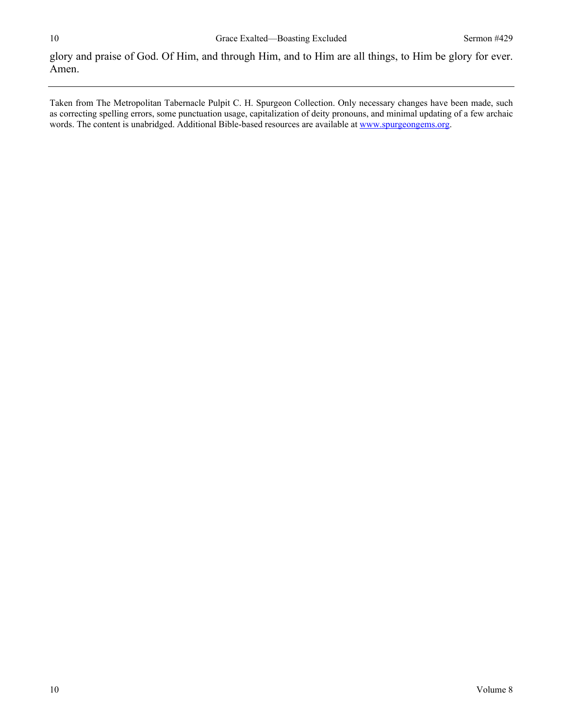glory and praise of God. Of Him, and through Him, and to Him are all things, to Him be glory for ever. Amen.

---

Taken from The Metropolitan Tabernacle Pulpit C. H. Spurgeon Collection. Only necessary changes have been made, such as correcting spelling errors, some punctuation usage, capitalization of deity pronouns, and minimal updating of a few archaic words. The content is unabridged. Additional Bible-based resources are available at [www.spurgeongems.org](http://www.spurgeongems.org).